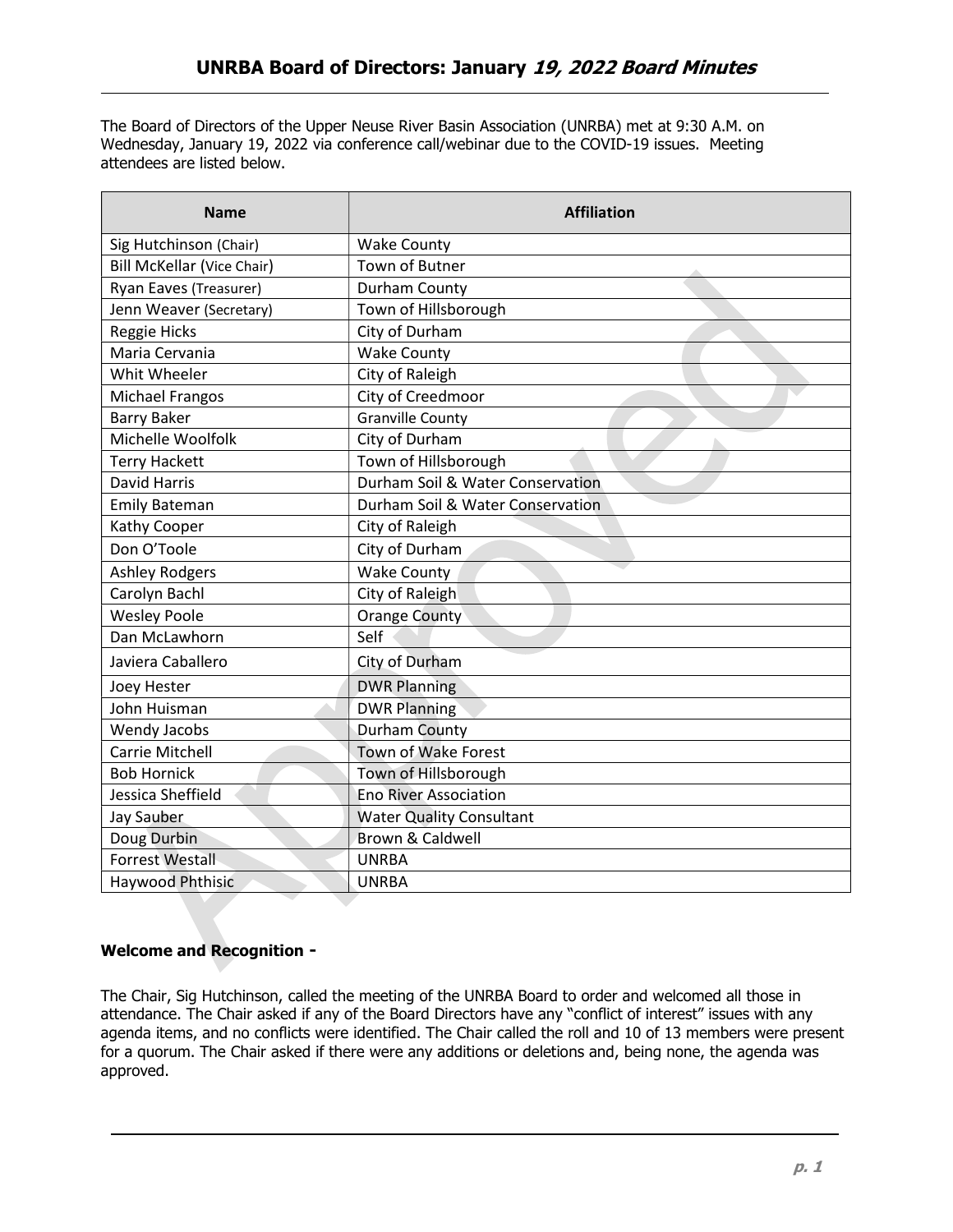# UNRBA Board of Directors: January *19, 2022 Board Minutes*

The Board of Directors of the Upper Neuse River Basin Association (UNRBA) met at 9:30 A.M. on Wednesday, January 19, 2022 via conference call/webinar due to the COVID-19 issues. Meeting attendees are listed below.

| Name | Affiliation |
|---|---|
| Sig Hutchinson (Chair) | Wake County |
| Bill McKellar (Vice Chair) | Town of Butner |
| Ryan Eaves (Treasurer) | Durham County |
| Jenn Weaver (Secretary) | Town of Hillsborough |
| Reggie Hicks | City of Durham |
| Maria Cervania | Wake County |
| Whit Wheeler | City of Raleigh |
| Michael Frangos | City of Creedmoor |
| Barry Baker | Granville County |
| Michelle Woolfolk | City of Durham |
| Terry Hackett | Town of Hillsborough |
| David Harris | Durham Soil & Water Conservation |
| Emily Bateman | Durham Soil & Water Conservation |
| Kathy Cooper | City of Raleigh |
| Don O'Toole | City of Durham |
| Ashley Rodgers | Wake County |
| Carolyn Bachl | City of Raleigh |
| Wesley Poole | Orange County |
| Dan McLawhorn | Self |
| Javiera Caballero | City of Durham |
| Joey Hester | DWR Planning |
| John Huisman | DWR Planning |
| Wendy Jacobs | Durham County |
| Carrie Mitchell | Town of Wake Forest |
| Bob Hornick | Town of Hillsborough |
| Jessica Sheffield | Eno River Association |
| Jay Sauber | Water Quality Consultant |
| Doug Durbin | Brown & Caldwell |
| Forrest Westall | UNRBA |
| Haywood Phthisic | UNRBA |

**Welcome and Recognition -**

The Chair, Sig Hutchinson, called the meeting of the UNRBA Board to order and welcomed all those in attendance. The Chair asked if any of the Board Directors have any "conflict of interest" issues with any agenda items, and no conflicts were identified. The Chair called the roll and 10 of 13 members were present for a quorum. The Chair asked if there were any additions or deletions and, being none, the agenda was approved.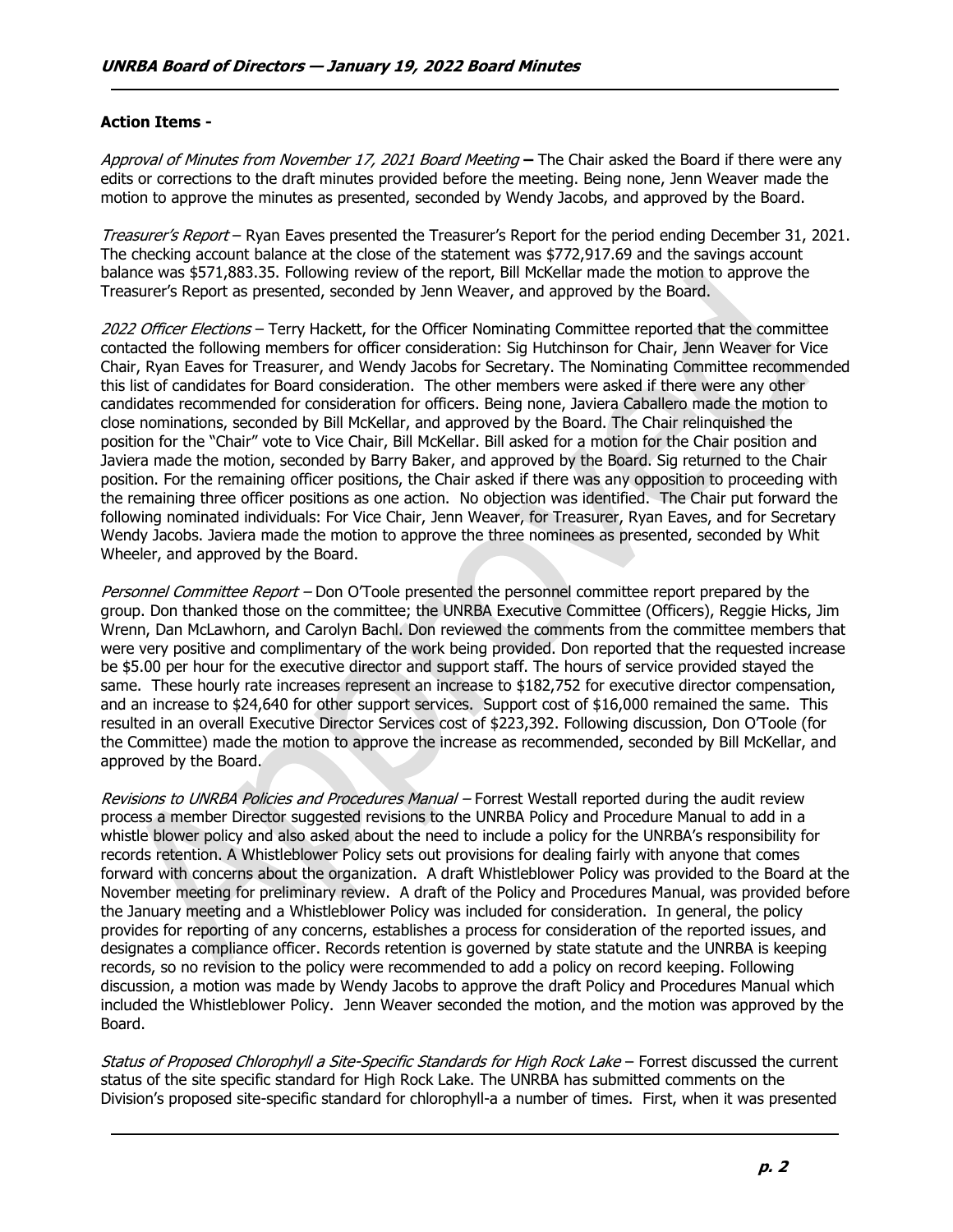**Action Items -**

*Approval of Minutes from November 17, 2021 Board Meeting* **–** The Chair asked the Board if there were any edits or corrections to the draft minutes provided before the meeting. Being none, Jenn Weaver made the motion to approve the minutes as presented, seconded by Wendy Jacobs, and approved by the Board.

*Treasurer's Report* – Ryan Eaves presented the Treasurer's Report for the period ending December 31, 2021. The checking account balance at the close of the statement was $772,917.69 and the savings account balance was $571,883.35. Following review of the report, Bill McKellar made the motion to approve the Treasurer's Report as presented, seconded by Jenn Weaver, and approved by the Board.

*2022 Officer Elections* – Terry Hackett, for the Officer Nominating Committee reported that the committee contacted the following members for officer consideration: Sig Hutchinson for Chair, Jenn Weaver for Vice Chair, Ryan Eaves for Treasurer, and Wendy Jacobs for Secretary. The Nominating Committee recommended this list of candidates for Board consideration. The other members were asked if there were any other candidates recommended for consideration for officers. Being none, Javiera Caballero made the motion to close nominations, seconded by Bill McKellar, and approved by the Board. The Chair relinquished the position for the "Chair" vote to Vice Chair, Bill McKellar. Bill asked for a motion for the Chair position and Javiera made the motion, seconded by Barry Baker, and approved by the Board. Sig returned to the Chair position. For the remaining officer positions, the Chair asked if there was any opposition to proceeding with the remaining three officer positions as one action. No objection was identified. The Chair put forward the following nominated individuals: For Vice Chair, Jenn Weaver, for Treasurer, Ryan Eaves, and for Secretary Wendy Jacobs. Javiera made the motion to approve the three nominees as presented, seconded by Whit Wheeler, and approved by the Board.

*Personnel Committee Report* – Don O'Toole presented the personnel committee report prepared by the group. Don thanked those on the committee; the UNRBA Executive Committee (Officers), Reggie Hicks, Jim Wrenn, Dan McLawhorn, and Carolyn Bachl. Don reviewed the comments from the committee members that were very positive and complimentary of the work being provided. Don reported that the requested increase be $5.00 per hour for the executive director and support staff. The hours of service provided stayed the same. These hourly rate increases represent an increase to $182,752 for executive director compensation, and an increase to $24,640 for other support services. Support cost of $16,000 remained the same. This resulted in an overall Executive Director Services cost of $223,392. Following discussion, Don O'Toole (for the Committee) made the motion to approve the increase as recommended, seconded by Bill McKellar, and approved by the Board.

*Revisions to UNRBA Policies and Procedures Manual* – Forrest Westall reported during the audit review process a member Director suggested revisions to the UNRBA Policy and Procedure Manual to add in a whistle blower policy and also asked about the need to include a policy for the UNRBA's responsibility for records retention. A Whistleblower Policy sets out provisions for dealing fairly with anyone that comes forward with concerns about the organization. A draft Whistleblower Policy was provided to the Board at the November meeting for preliminary review. A draft of the Policy and Procedures Manual, was provided before the January meeting and a Whistleblower Policy was included for consideration. In general, the policy provides for reporting of any concerns, establishes a process for consideration of the reported issues, and designates a compliance officer. Records retention is governed by state statute and the UNRBA is keeping records, so no revision to the policy were recommended to add a policy on record keeping. Following discussion, a motion was made by Wendy Jacobs to approve the draft Policy and Procedures Manual which included the Whistleblower Policy. Jenn Weaver seconded the motion, and the motion was approved by the Board.

*Status of Proposed Chlorophyll a Site-Specific Standards for High Rock Lake* – Forrest discussed the current status of the site specific standard for High Rock Lake. The UNRBA has submitted comments on the Division's proposed site-specific standard for chlorophyll-a a number of times. First, when it was presented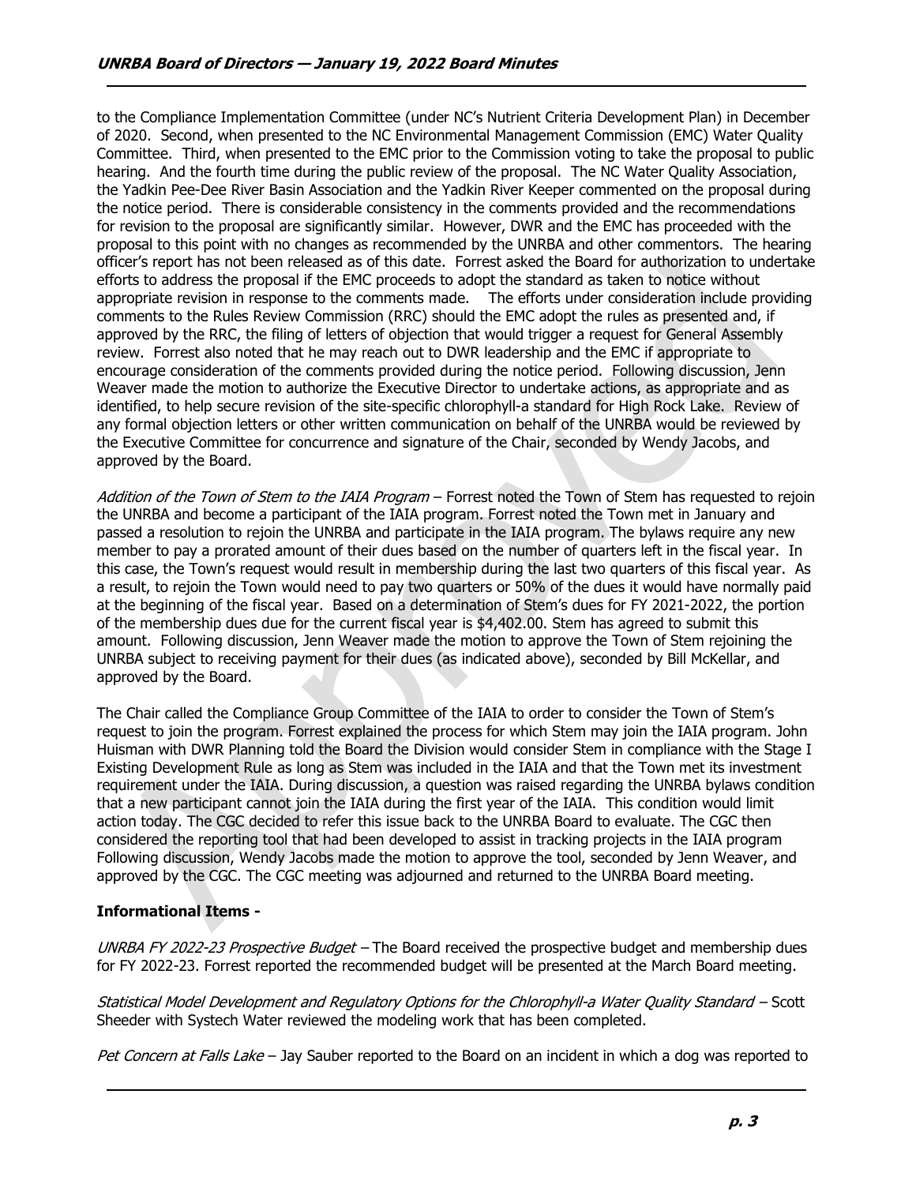to the Compliance Implementation Committee (under NC's Nutrient Criteria Development Plan) in December of 2020. Second, when presented to the NC Environmental Management Commission (EMC) Water Quality Committee. Third, when presented to the EMC prior to the Commission voting to take the proposal to public hearing. And the fourth time during the public review of the proposal. The NC Water Quality Association, the Yadkin Pee-Dee River Basin Association and the Yadkin River Keeper commented on the proposal during the notice period. There is considerable consistency in the comments provided and the recommendations for revision to the proposal are significantly similar. However, DWR and the EMC has proceeded with the proposal to this point with no changes as recommended by the UNRBA and other commentors. The hearing officer's report has not been released as of this date. Forrest asked the Board for authorization to undertake efforts to address the proposal if the EMC proceeds to adopt the standard as taken to notice without appropriate revision in response to the comments made. The efforts under consideration include providing comments to the Rules Review Commission (RRC) should the EMC adopt the rules as presented and, if approved by the RRC, the filing of letters of objection that would trigger a request for General Assembly review. Forrest also noted that he may reach out to DWR leadership and the EMC if appropriate to encourage consideration of the comments provided during the notice period. Following discussion, Jenn Weaver made the motion to authorize the Executive Director to undertake actions, as appropriate and as identified, to help secure revision of the site-specific chlorophyll-a standard for High Rock Lake. Review of any formal objection letters or other written communication on behalf of the UNRBA would be reviewed by the Executive Committee for concurrence and signature of the Chair, seconded by Wendy Jacobs, and approved by the Board.

*Addition of the Town of Stem to the IAIA Program* – Forrest noted the Town of Stem has requested to rejoin the UNRBA and become a participant of the IAIA program. Forrest noted the Town met in January and passed a resolution to rejoin the UNRBA and participate in the IAIA program. The bylaws require any new member to pay a prorated amount of their dues based on the number of quarters left in the fiscal year. In this case, the Town's request would result in membership during the last two quarters of this fiscal year. As a result, to rejoin the Town would need to pay two quarters or 50% of the dues it would have normally paid at the beginning of the fiscal year. Based on a determination of Stem's dues for FY 2021-2022, the portion of the membership dues due for the current fiscal year is $4,402.00. Stem has agreed to submit this amount. Following discussion, Jenn Weaver made the motion to approve the Town of Stem rejoining the UNRBA subject to receiving payment for their dues (as indicated above), seconded by Bill McKellar, and approved by the Board.

The Chair called the Compliance Group Committee of the IAIA to order to consider the Town of Stem's request to join the program. Forrest explained the process for which Stem may join the IAIA program. John Huisman with DWR Planning told the Board the Division would consider Stem in compliance with the Stage I Existing Development Rule as long as Stem was included in the IAIA and that the Town met its investment requirement under the IAIA. During discussion, a question was raised regarding the UNRBA bylaws condition that a new participant cannot join the IAIA during the first year of the IAIA. This condition would limit action today. The CGC decided to refer this issue back to the UNRBA Board to evaluate. The CGC then considered the reporting tool that had been developed to assist in tracking projects in the IAIA program Following discussion, Wendy Jacobs made the motion to approve the tool, seconded by Jenn Weaver, and approved by the CGC. The CGC meeting was adjourned and returned to the UNRBA Board meeting.

**Informational Items -**

*UNRBA FY 2022-23 Prospective Budget* – The Board received the prospective budget and membership dues for FY 2022-23. Forrest reported the recommended budget will be presented at the March Board meeting.

*Statistical Model Development and Regulatory Options for the Chlorophyll-a Water Quality Standard* – Scott Sheeder with Systech Water reviewed the modeling work that has been completed.

*Pet Concern at Falls Lake* – Jay Sauber reported to the Board on an incident in which a dog was reported to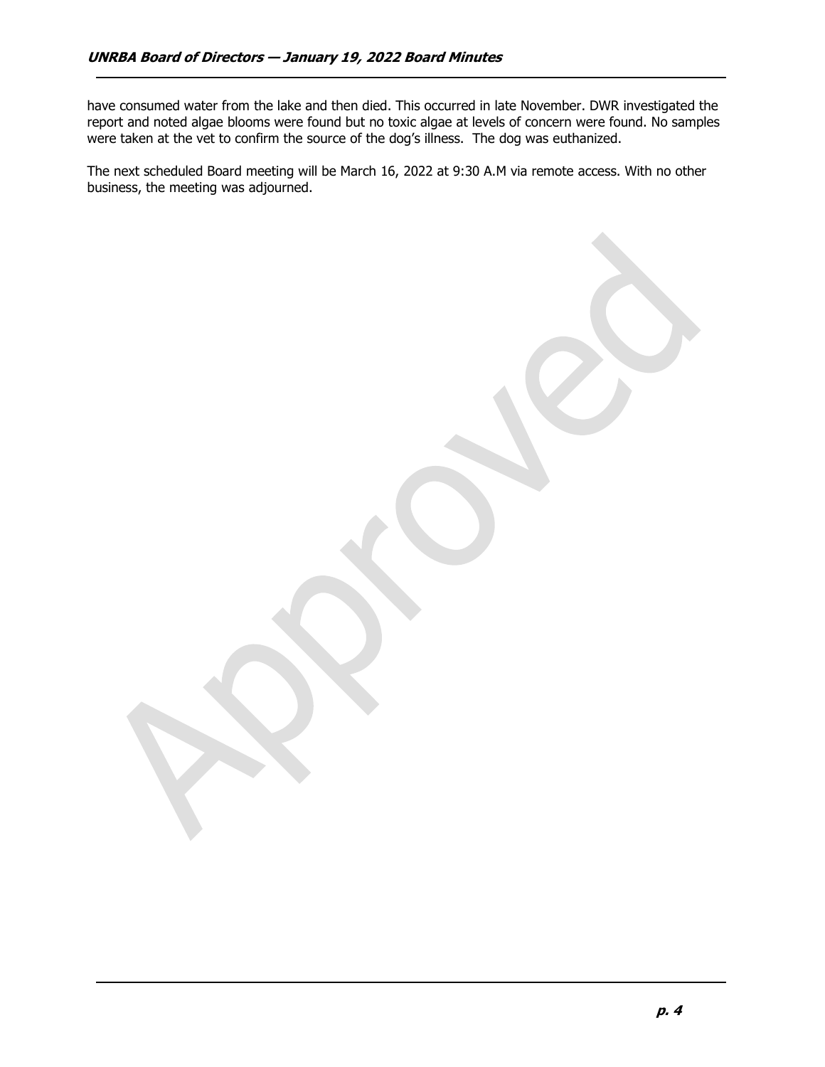have consumed water from the lake and then died. This occurred in late November. DWR investigated the report and noted algae blooms were found but no toxic algae at levels of concern were found. No samples were taken at the vet to confirm the source of the dog's illness. The dog was euthanized.

The next scheduled Board meeting will be March 16, 2022 at 9:30 A.M via remote access. With no other business, the meeting was adjourned.